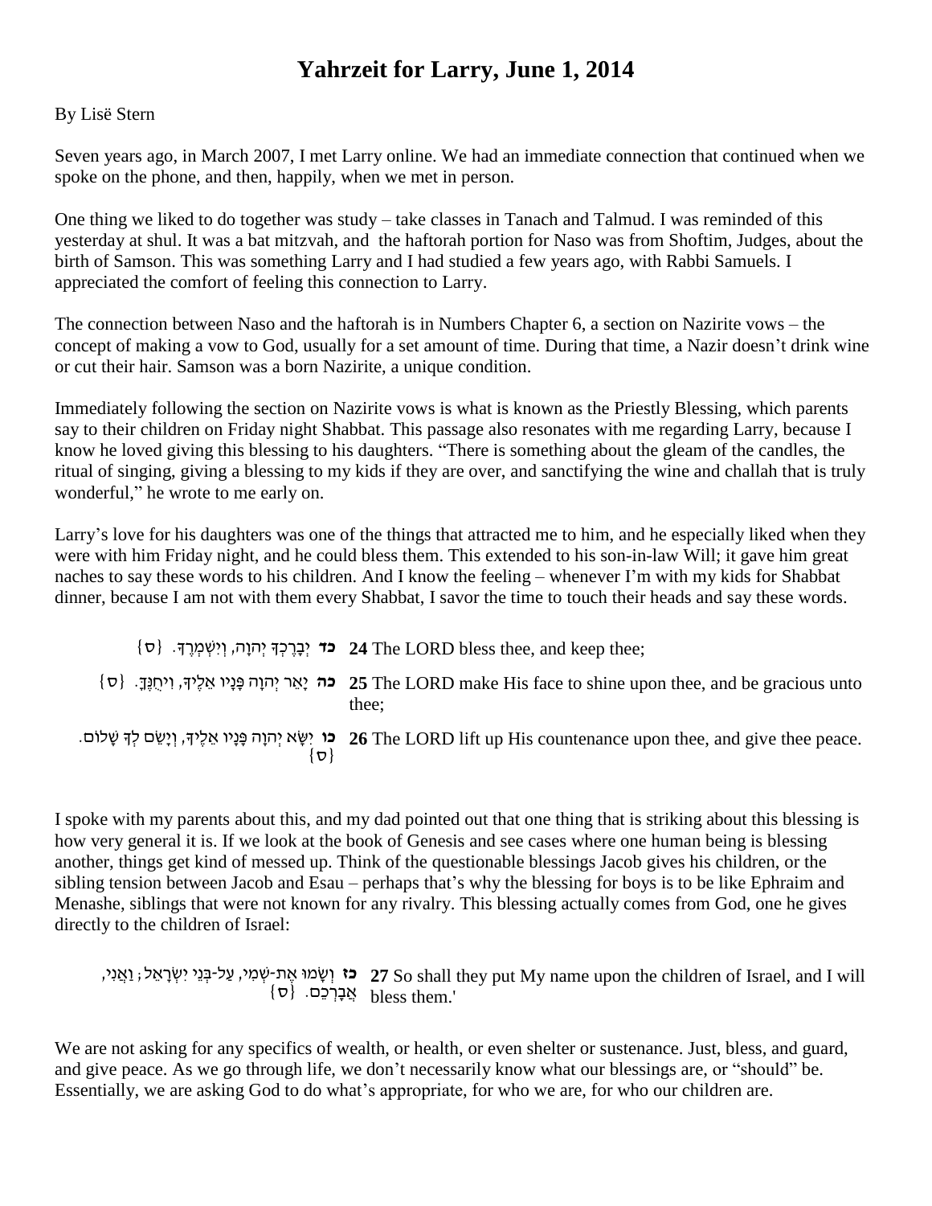# Yahrzeit for Larry, June 1, 2014

By Lisë Stern

Seven years ago, in March 2007, I met Larry online. We had an immediate connection that continued when we spoke on the phone, and then, happily, when we met in person.

One thing we liked to do together was study – take classes in Tanach and Talmud. I was reminded of this yesterday at shul. It was a bat mitzvah, and the haftorah portion for Naso was from Shoftim, Judges, about the birth of Samson. This was something Larry and I had studied a few years ago, with Rabbi Samuels. I appreciated the comfort of feeling this connection to Larry.

The connection between Naso and the haftorah is in Numbers Chapter 6, a section on Nazirite vows – the concept of making a vow to God, usually for a set amount of time. During that time, a Nazir doesn't drink wine or cut their hair. Samson was a born Nazirite, a unique condition.

Immediately following the section on Nazirite vows is what is known as the Priestly Blessing, which parents say to their children on Friday night Shabbat. This passage also resonates with me regarding Larry, because I know he loved giving this blessing to his daughters. "There is something about the gleam of the candles, the ritual of singing, giving a blessing to my kids if they are over, and sanctifying the wine and challah that is truly wonderful," he wrote to me early on.

Larry's love for his daughters was one of the things that attracted me to him, and he especially liked when they were with him Friday night, and he could bless them. This extended to his son-in-law Will; it gave him great naches to say these words to his children. And I know the feeling – whenever I'm with my kids for Shabbat dinner, because I am not with them every Shabbat, I savor the time to touch their heads and say these words.

| | |
|---|---|
| **כד** יְבָרֶכְךָ יְהוָה, וְיִשְׁמְרֶךָ. {ס} | **24** The LORD bless thee, and keep thee; |
| **כה** יָאֵר יְהוָה פָּנָיו אֵלֶיךָ, וִיחֻנֶּךָּ. {ס} | **25** The LORD make His face to shine upon thee, and be gracious unto thee; |
| **כו** יִשָּׂא יְהוָה פָּנָיו אֵלֶיךָ, וְיָשֵׂם לְךָ שָׁלוֹם. {ס} | **26** The LORD lift up His countenance upon thee, and give thee peace. |

I spoke with my parents about this, and my dad pointed out that one thing that is striking about this blessing is how very general it is. If we look at the book of Genesis and see cases where one human being is blessing another, things get kind of messed up. Think of the questionable blessings Jacob gives his children, or the sibling tension between Jacob and Esau – perhaps that's why the blessing for boys is to be like Ephraim and Menashe, siblings that were not known for any rivalry. This blessing actually comes from God, one he gives directly to the children of Israel:

| | |
|---|---|
| **כז** וְשָׂמוּ אֶת-שְׁמִי, עַל-בְּנֵי יִשְׂרָאֵל; וַאֲנִי, אֲבָרְכֵם. {ס} | **27** So shall they put My name upon the children of Israel, and I will bless them.' |

We are not asking for any specifics of wealth, or health, or even shelter or sustenance. Just, bless, and guard, and give peace. As we go through life, we don't necessarily know what our blessings are, or "should" be. Essentially, we are asking God to do what's appropriate, for who we are, for who our children are.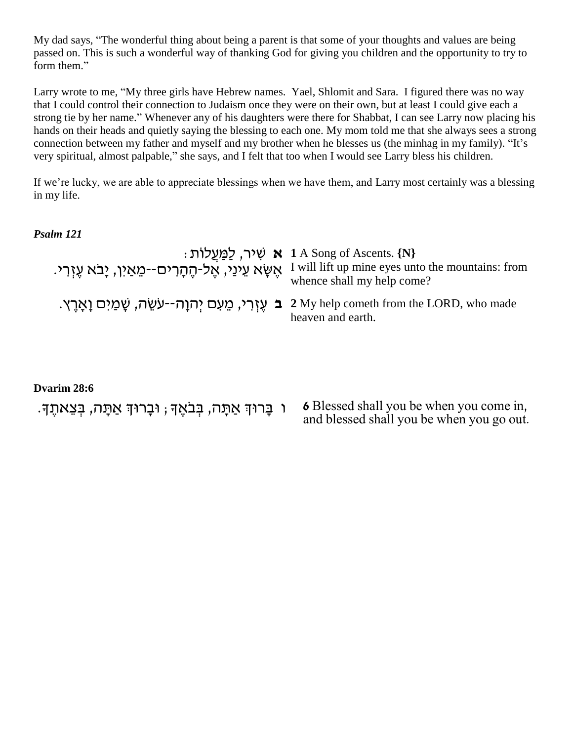My dad says, "The wonderful thing about being a parent is that some of your thoughts and values are being passed on. This is such a wonderful way of thanking God for giving you children and the opportunity to try to form them."

Larry wrote to me, "My three girls have Hebrew names. Yael, Shlomit and Sara. I figured there was no way that I could control their connection to Judaism once they were on their own, but at least I could give each a strong tie by her name." Whenever any of his daughters were there for Shabbat, I can see Larry now placing his hands on their heads and quietly saying the blessing to each one. My mom told me that she always sees a strong connection between my father and myself and my brother when he blesses us (the minhag in my family). "It's very spiritual, almost palpable," she says, and I felt that too when I would see Larry bless his children.

If we're lucky, we are able to appreciate blessings when we have them, and Larry most certainly was a blessing in my life.

***Psalm 121***

| | |
|---|---|
| **א** שִׁיר, לַמַּעֲלוֹת: אֶשָּׂא עֵינַי, אֶל-הֶהָרִים--מֵאַיִן, יָבֹא עֶזְרִי. | **1** A Song of Ascents. **{N}** I will lift up mine eyes unto the mountains: from whence shall my help come? |
| **ב** עֶזְרִי, מֵעִם יְהוָה--עֹשֵׂה, שָׁמַיִם וָאָרֶץ. | **2** My help cometh from the LORD, who made heaven and earth. |

**Dvarim 28:6**

| | |
|---|---|
| ו בָּרוּךְ אַתָּה, בְּבֹאֶךָ; וּבָרוּךְ אַתָּה, בְּצֵאתֶךָ. | **6** Blessed shall you be when you come in, and blessed shall you be when you go out. |